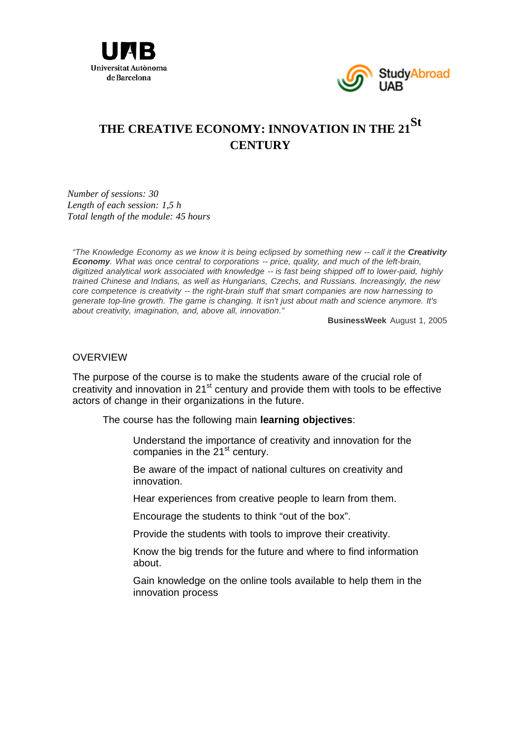UAB Universitat Autònoma de Barcelona

StudyAbroad UAB

# THE CREATIVE ECONOMY: INNOVATION IN THE 21St CENTURY

*Number of sessions: 30*
*Length of each session: 1,5 h*
*Total length of the module: 45 hours*

> *"The Knowledge Economy as we know it is being eclipsed by something new -- call it the* ***Creativity Economy****. What was once central to corporations -- price, quality, and much of the left-brain, digitized analytical work associated with knowledge -- is fast being shipped off to lower-paid, highly trained Chinese and Indians, as well as Hungarians, Czechs, and Russians. Increasingly, the new core competence is creativity -- the right-brain stuff that smart companies are now harnessing to generate top-line growth. The game is changing. It isn't just about math and science anymore. It's about creativity, imagination, and, above all, innovation."*
>
> **BusinessWeek** August 1, 2005

## OVERVIEW

The purpose of the course is to make the students aware of the crucial role of creativity and innovation in 21st century and provide them with tools to be effective actors of change in their organizations in the future.

The course has the following main **learning objectives**:

- Understand the importance of creativity and innovation for the companies in the 21st century.
- Be aware of the impact of national cultures on creativity and innovation.
- Hear experiences from creative people to learn from them.
- Encourage the students to think "out of the box".
- Provide the students with tools to improve their creativity.
- Know the big trends for the future and where to find information about.
- Gain knowledge on the online tools available to help them in the innovation process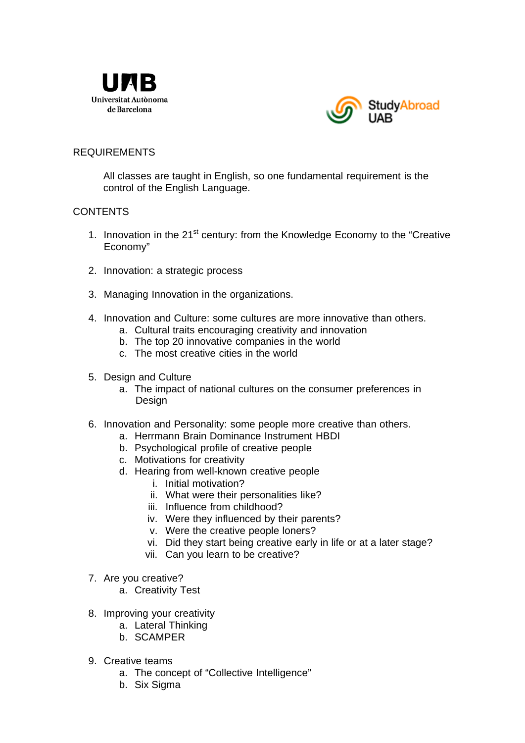## REQUIREMENTS

All classes are taught in English, so one fundamental requirement is the control of the English Language.

## CONTENTS

1. Innovation in the 21st century: from the Knowledge Economy to the "Creative Economy"

2. Innovation: a strategic process

3. Managing Innovation in the organizations.

4. Innovation and Culture: some cultures are more innovative than others.
   a. Cultural traits encouraging creativity and innovation
   b. The top 20 innovative companies in the world
   c. The most creative cities in the world

5. Design and Culture
   a. The impact of national cultures on the consumer preferences in Design

6. Innovation and Personality: some people more creative than others.
   a. Herrmann Brain Dominance Instrument HBDI
   b. Psychological profile of creative people
   c. Motivations for creativity
   d. Hearing from well-known creative people
      i. Initial motivation?
      ii. What were their personalities like?
      iii. Influence from childhood?
      iv. Were they influenced by their parents?
      v. Were the creative people loners?
      vi. Did they start being creative early in life or at a later stage?
      vii. Can you learn to be creative?

7. Are you creative?
   a. Creativity Test

8. Improving your creativity
   a. Lateral Thinking
   b. SCAMPER

9. Creative teams
   a. The concept of "Collective Intelligence"
   b. Six Sigma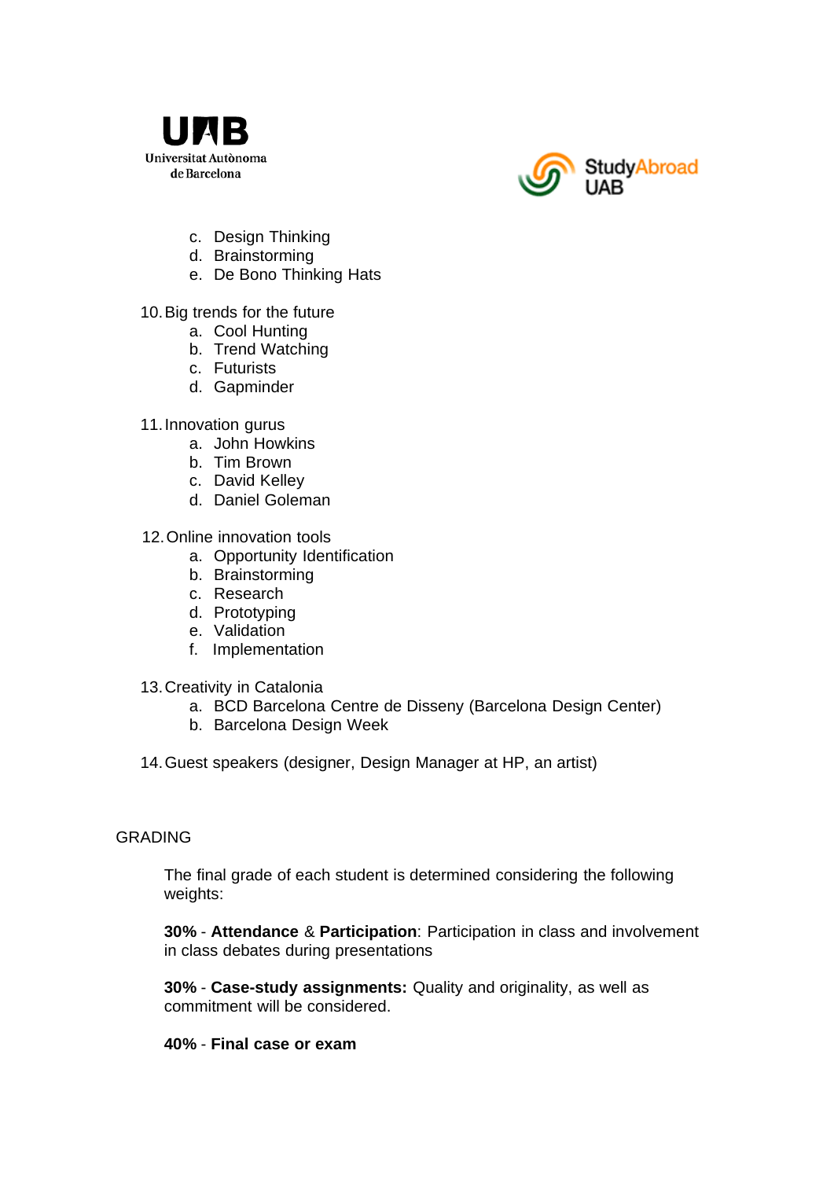c. Design Thinking
   d. Brainstorming
   e. De Bono Thinking Hats

10. Big trends for the future
    a. Cool Hunting
    b. Trend Watching
    c. Futurists
    d. Gapminder

11. Innovation gurus
    a. John Howkins
    b. Tim Brown
    c. David Kelley
    d. Daniel Goleman

12. Online innovation tools
    a. Opportunity Identification
    b. Brainstorming
    c. Research
    d. Prototyping
    e. Validation
    f. Implementation

13. Creativity in Catalonia
    a. BCD Barcelona Centre de Disseny (Barcelona Design Center)
    b. Barcelona Design Week

14. Guest speakers (designer, Design Manager at HP, an artist)

## GRADING

The final grade of each student is determined considering the following weights:

**30%** - **Attendance** & **Participation**: Participation in class and involvement in class debates during presentations

**30%** - **Case-study assignments:** Quality and originality, as well as commitment will be considered.

**40%** - **Final case or exam**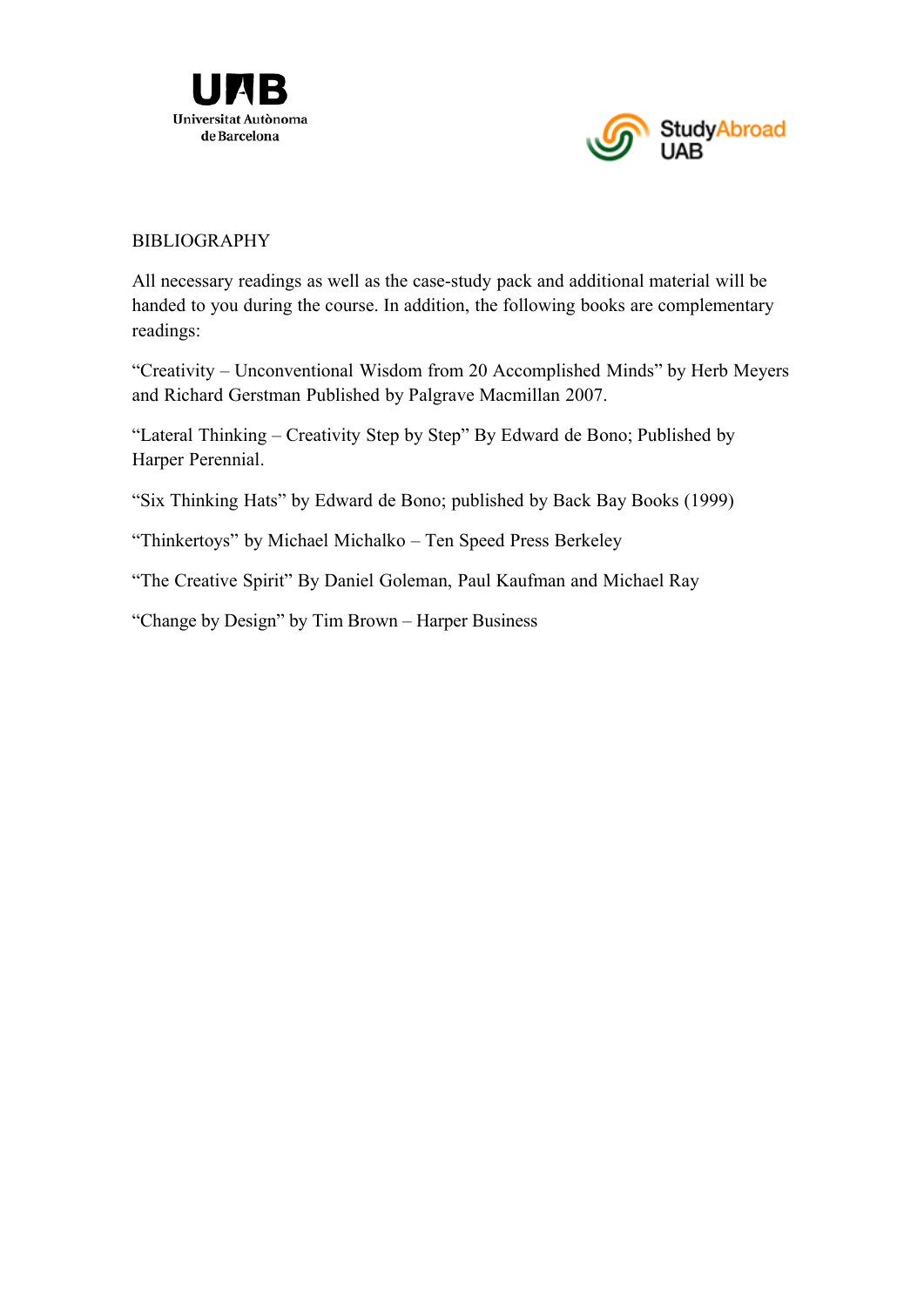## BIBLIOGRAPHY

All necessary readings as well as the case-study pack and additional material will be handed to you during the course. In addition, the following books are complementary readings:

"Creativity – Unconventional Wisdom from 20 Accomplished Minds" by Herb Meyers and Richard Gerstman Published by Palgrave Macmillan 2007.

"Lateral Thinking – Creativity Step by Step" By Edward de Bono; Published by Harper Perennial.

"Six Thinking Hats" by Edward de Bono; published by Back Bay Books (1999)

"Thinkertoys" by Michael Michalko – Ten Speed Press Berkeley

"The Creative Spirit" By Daniel Goleman, Paul Kaufman and Michael Ray

"Change by Design" by Tim Brown – Harper Business